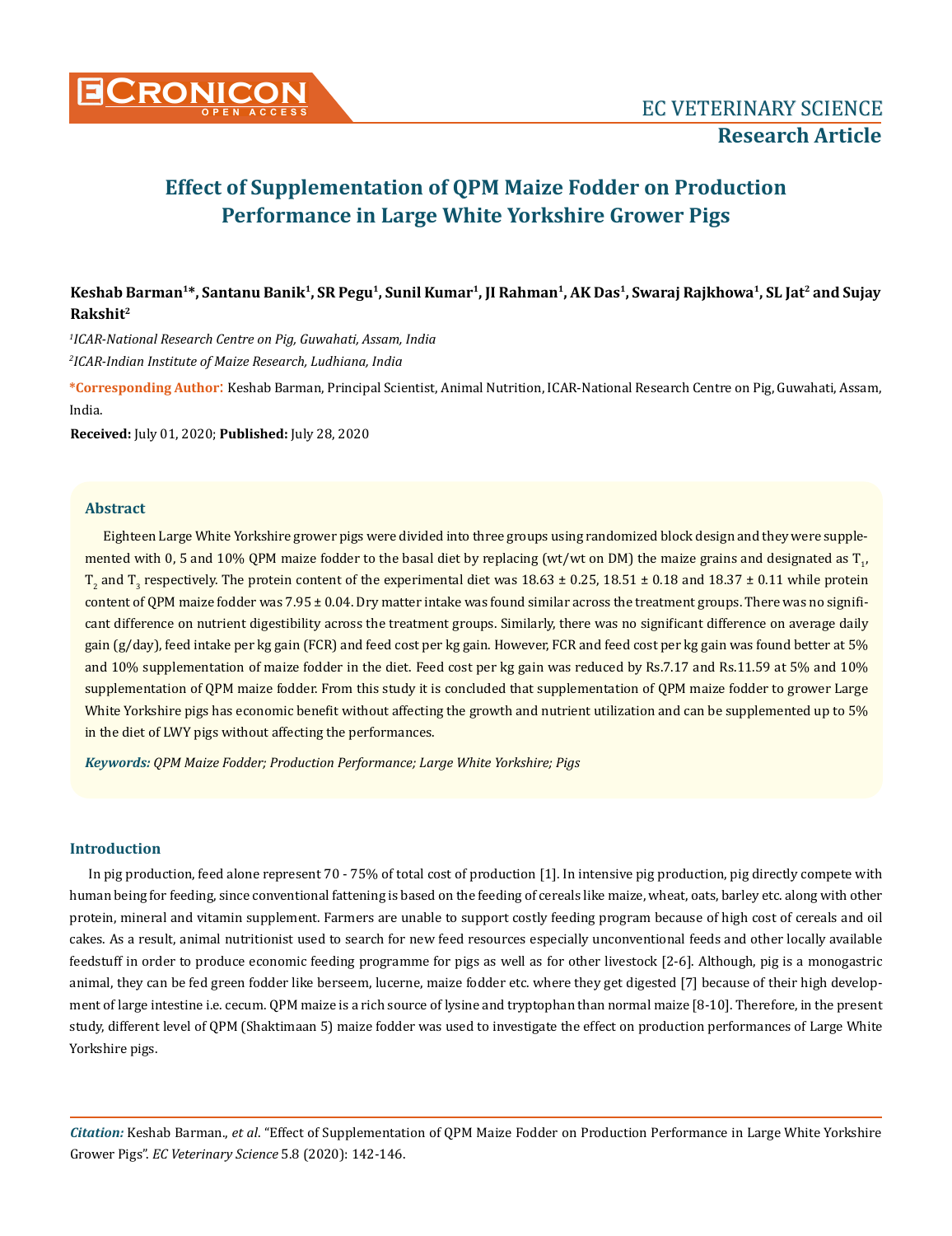# Effect of Supplementation of QPM Maize Fodder on Production Performance in Large White Yorkshire Grower Pigs

**Keshab Barman[1]*, Santanu Banik[1], SR Pegu[1], Sunil Kumar[1], JI Rahman[1], AK Das[1], Swaraj Rajkhowa[1], SL Jat[2] and Sujay Rakshit[2]**

[1]*ICAR-National Research Centre on Pig, Guwahati, Assam, India*

[2]*ICAR-Indian Institute of Maize Research, Ludhiana, India*

**\*Corresponding Author:** Keshab Barman, Principal Scientist, Animal Nutrition, ICAR-National Research Centre on Pig, Guwahati, Assam, India.

**Received:** July 01, 2020; **Published:** July 28, 2020

## Abstract

Eighteen Large White Yorkshire grower pigs were divided into three groups using randomized block design and they were supplemented with 0, 5 and 10% QPM maize fodder to the basal diet by replacing (wt/wt on DM) the maize grains and designated as $T_1$, $T_2$ and $T_3$ respectively. The protein content of the experimental diet was 18.63 ± 0.25, 18.51 ± 0.18 and 18.37 ± 0.11 while protein content of QPM maize fodder was 7.95 ± 0.04. Dry matter intake was found similar across the treatment groups. There was no significant difference on nutrient digestibility across the treatment groups. Similarly, there was no significant difference on average daily gain (g/day), feed intake per kg gain (FCR) and feed cost per kg gain. However, FCR and feed cost per kg gain was found better at 5% and 10% supplementation of maize fodder in the diet. Feed cost per kg gain was reduced by Rs.7.17 and Rs.11.59 at 5% and 10% supplementation of QPM maize fodder. From this study it is concluded that supplementation of QPM maize fodder to grower Large White Yorkshire pigs has economic benefit without affecting the growth and nutrient utilization and can be supplemented up to 5% in the diet of LWY pigs without affecting the performances.

***Keywords:*** *QPM Maize Fodder; Production Performance; Large White Yorkshire; Pigs*

## Introduction

In pig production, feed alone represent 70 - 75% of total cost of production [1]. In intensive pig production, pig directly compete with human being for feeding, since conventional fattening is based on the feeding of cereals like maize, wheat, oats, barley etc. along with other protein, mineral and vitamin supplement. Farmers are unable to support costly feeding program because of high cost of cereals and oil cakes. As a result, animal nutritionist used to search for new feed resources especially unconventional feeds and other locally available feedstuff in order to produce economic feeding programme for pigs as well as for other livestock [2-6]. Although, pig is a monogastric animal, they can be fed green fodder like berseem, lucerne, maize fodder etc. where they get digested [7] because of their high development of large intestine i.e. cecum. QPM maize is a rich source of lysine and tryptophan than normal maize [8-10]. Therefore, in the present study, different level of QPM (Shaktimaan 5) maize fodder was used to investigate the effect on production performances of Large White Yorkshire pigs.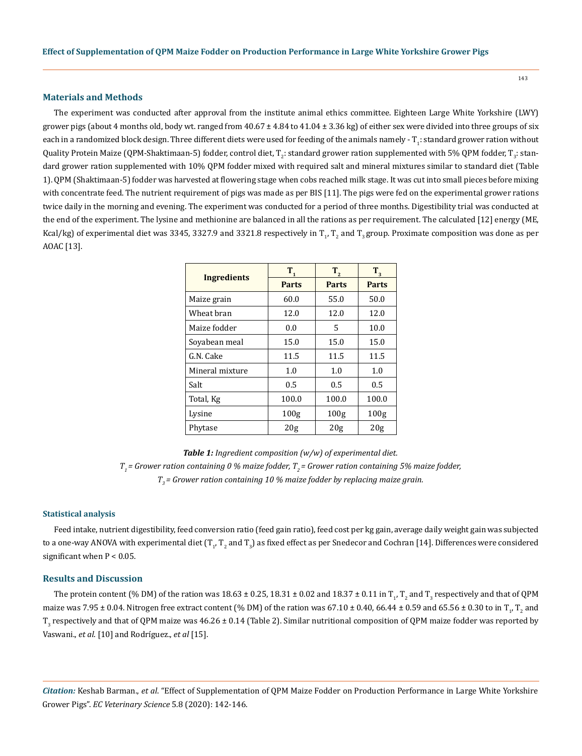## Materials and Methods

The experiment was conducted after approval from the institute animal ethics committee. Eighteen Large White Yorkshire (LWY) grower pigs (about 4 months old, body wt. ranged from 40.67 ± 4.84 to 41.04 ± 3.36 kg) of either sex were divided into three groups of six each in a randomized block design. Three different diets were used for feeding of the animals namely - $T_1$: standard grower ration without Quality Protein Maize (QPM-Shaktimaan-5) fodder, control diet, $T_2$: standard grower ration supplemented with 5% QPM fodder, $T_3$: standard grower ration supplemented with 10% QPM fodder mixed with required salt and mineral mixtures similar to standard diet (Table 1). QPM (Shaktimaan-5) fodder was harvested at flowering stage when cobs reached milk stage. It was cut into small pieces before mixing with concentrate feed. The nutrient requirement of pigs was made as per BIS [11]. The pigs were fed on the experimental grower rations twice daily in the morning and evening. The experiment was conducted for a period of three months. Digestibility trial was conducted at the end of the experiment. The lysine and methionine are balanced in all the rations as per requirement. The calculated [12] energy (ME, Kcal/kg) of experimental diet was 3345, 3327.9 and 3321.8 respectively in $T_1$, $T_2$ and $T_3$ group. Proximate composition was done as per AOAC [13].

| Ingredients | $T_1$ | $T_2$ | $T_3$ |
|---|---|---|---|
| | **Parts** | **Parts** | **Parts** |
| Maize grain | 60.0 | 55.0 | 50.0 |
| Wheat bran | 12.0 | 12.0 | 12.0 |
| Maize fodder | 0.0 | 5 | 10.0 |
| Soyabean meal | 15.0 | 15.0 | 15.0 |
| G.N. Cake | 11.5 | 11.5 | 11.5 |
| Mineral mixture | 1.0 | 1.0 | 1.0 |
| Salt | 0.5 | 0.5 | 0.5 |
| Total, Kg | 100.0 | 100.0 | 100.0 |
| Lysine | 100g | 100g | 100g |
| Phytase | 20g | 20g | 20g |

***Table 1:*** *Ingredient composition (w/w) of experimental diet.*

*$T_1$ = Grower ration containing 0 % maize fodder, $T_2$ = Grower ration containing 5% maize fodder,*

*$T_3$ = Grower ration containing 10 % maize fodder by replacing maize grain.*

### Statistical analysis

Feed intake, nutrient digestibility, feed conversion ratio (feed gain ratio), feed cost per kg gain, average daily weight gain was subjected to a one-way ANOVA with experimental diet ($T_1$, $T_2$ and $T_3$) as fixed effect as per Snedecor and Cochran [14]. Differences were considered significant when $P < 0.05$.

## Results and Discussion

The protein content (% DM) of the ration was 18.63 ± 0.25, 18.31 ± 0.02 and 18.37 ± 0.11 in $T_1$, $T_2$ and $T_3$ respectively and that of QPM maize was 7.95 ± 0.04. Nitrogen free extract content (% DM) of the ration was 67.10 ± 0.40, 66.44 ± 0.59 and 65.56 ± 0.30 to in $T_1$, $T_2$ and $T_3$ respectively and that of QPM maize was 46.26 ± 0.14 (Table 2). Similar nutritional composition of QPM maize fodder was reported by Vaswani., *et al.* [10] and Rodríguez., *et al* [15].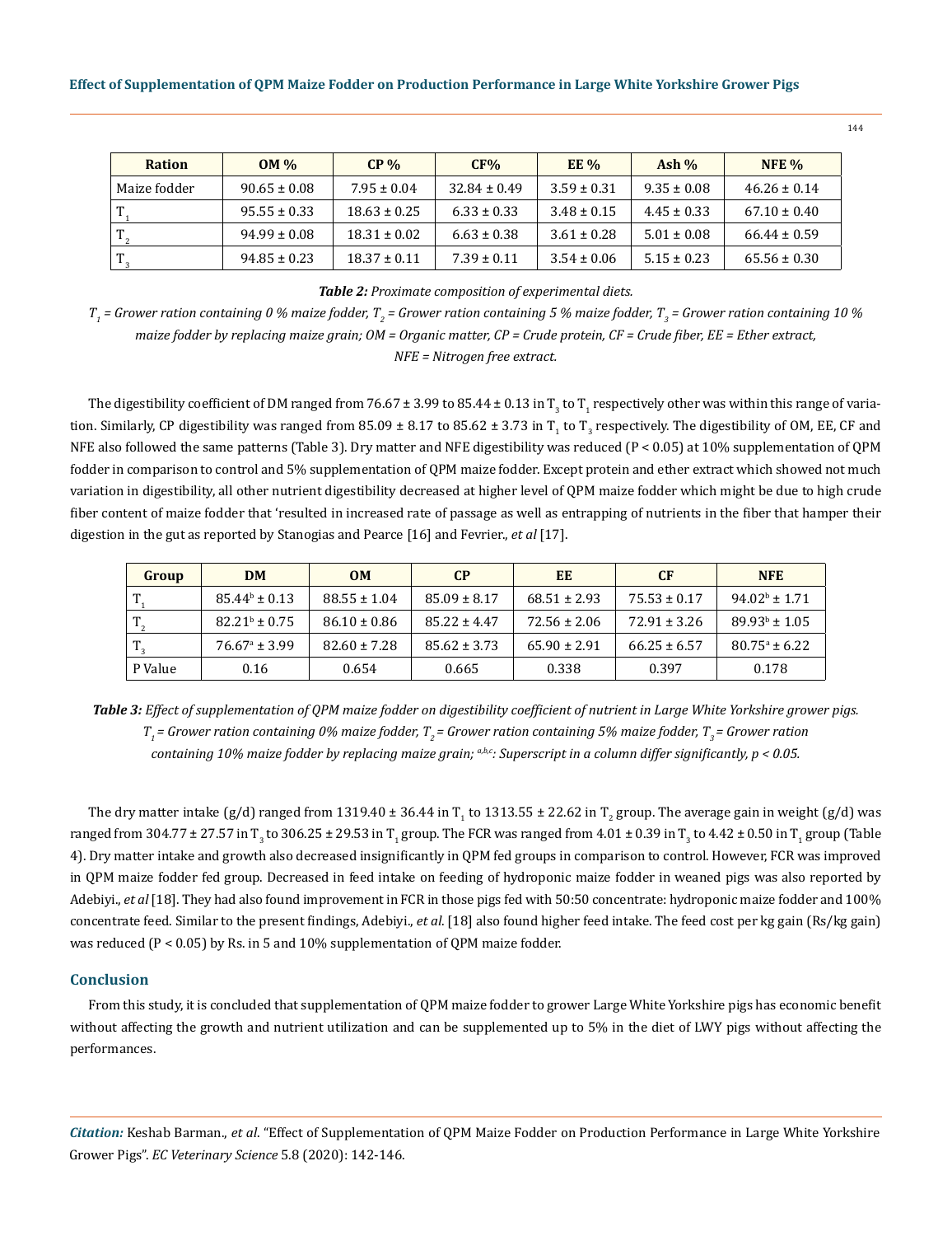| Ration | OM % | CP % | CF% | EE % | Ash % | NFE % |
|---|---|---|---|---|---|---|
| Maize fodder | 90.65 ± 0.08 | 7.95 ± 0.04 | 32.84 ± 0.49 | 3.59 ± 0.31 | 9.35 ± 0.08 | 46.26 ± 0.14 |
| $T_1$ | 95.55 ± 0.33 | 18.63 ± 0.25 | 6.33 ± 0.33 | 3.48 ± 0.15 | 4.45 ± 0.33 | 67.10 ± 0.40 |
| $T_2$ | 94.99 ± 0.08 | 18.31 ± 0.02 | 6.63 ± 0.38 | 3.61 ± 0.28 | 5.01 ± 0.08 | 66.44 ± 0.59 |
| $T_3$ | 94.85 ± 0.23 | 18.37 ± 0.11 | 7.39 ± 0.11 | 3.54 ± 0.06 | 5.15 ± 0.23 | 65.56 ± 0.30 |

***Table 2:** Proximate composition of experimental diets.*

*$T_1$ = Grower ration containing 0 % maize fodder, $T_2$ = Grower ration containing 5 % maize fodder, $T_3$ = Grower ration containing 10 % maize fodder by replacing maize grain; OM = Organic matter, CP = Crude protein, CF = Crude fiber, EE = Ether extract, NFE = Nitrogen free extract.*

The digestibility coefficient of DM ranged from 76.67 ± 3.99 to 85.44 ± 0.13 in $T_3$ to $T_1$ respectively other was within this range of variation. Similarly, CP digestibility was ranged from 85.09 ± 8.17 to 85.62 ± 3.73 in $T_1$ to $T_3$ respectively. The digestibility of OM, EE, CF and NFE also followed the same patterns (Table 3). Dry matter and NFE digestibility was reduced ($P < 0.05$) at 10% supplementation of QPM fodder in comparison to control and 5% supplementation of QPM maize fodder. Except protein and ether extract which showed not much variation in digestibility, all other nutrient digestibility decreased at higher level of QPM maize fodder which might be due to high crude fiber content of maize fodder that 'resulted in increased rate of passage as well as entrapping of nutrients in the fiber that hamper their digestion in the gut as reported by Stanogias and Pearce [16] and Fevrier., *et al* [17].

| Group | DM | OM | CP | EE | CF | NFE |
|---|---|---|---|---|---|---|
| $T_1$ | $85.44^b$ ± 0.13 | 88.55 ± 1.04 | 85.09 ± 8.17 | 68.51 ± 2.93 | 75.53 ± 0.17 | $94.02^b$ ± 1.71 |
| $T_2$ | $82.21^b$ ± 0.75 | 86.10 ± 0.86 | 85.22 ± 4.47 | 72.56 ± 2.06 | 72.91 ± 3.26 | $89.93^b$ ± 1.05 |
| $T_3$ | $76.67^a$ ± 3.99 | 82.60 ± 7.28 | 85.62 ± 3.73 | 65.90 ± 2.91 | 66.25 ± 6.57 | $80.75^a$ ± 6.22 |
| P Value | 0.16 | 0.654 | 0.665 | 0.338 | 0.397 | 0.178 |

***Table 3:** Effect of supplementation of QPM maize fodder on digestibility coefficient of nutrient in Large White Yorkshire grower pigs.*

*$T_1$ = Grower ration containing 0% maize fodder, $T_2$ = Grower ration containing 5% maize fodder, $T_3$ = Grower ration containing 10% maize fodder by replacing maize grain; a,b,c: Superscript in a column differ significantly, $p < 0.05$.*

The dry matter intake (g/d) ranged from 1319.40 ± 36.44 in $T_1$ to 1313.55 ± 22.62 in $T_2$ group. The average gain in weight (g/d) was ranged from 304.77 ± 27.57 in $T_3$ to 306.25 ± 29.53 in $T_1$ group. The FCR was ranged from 4.01 ± 0.39 in $T_3$ to 4.42 ± 0.50 in $T_1$ group (Table 4). Dry matter intake and growth also decreased insignificantly in QPM fed groups in comparison to control. However, FCR was improved in QPM maize fodder fed group. Decreased in feed intake on feeding of hydroponic maize fodder in weaned pigs was also reported by Adebiyi., *et al* [18]. They had also found improvement in FCR in those pigs fed with 50:50 concentrate: hydroponic maize fodder and 100% concentrate feed. Similar to the present findings, Adebiyi., *et al*. [18] also found higher feed intake. The feed cost per kg gain (Rs/kg gain) was reduced ($P < 0.05$) by Rs. in 5 and 10% supplementation of QPM maize fodder.

## Conclusion

From this study, it is concluded that supplementation of QPM maize fodder to grower Large White Yorkshire pigs has economic benefit without affecting the growth and nutrient utilization and can be supplemented up to 5% in the diet of LWY pigs without affecting the performances.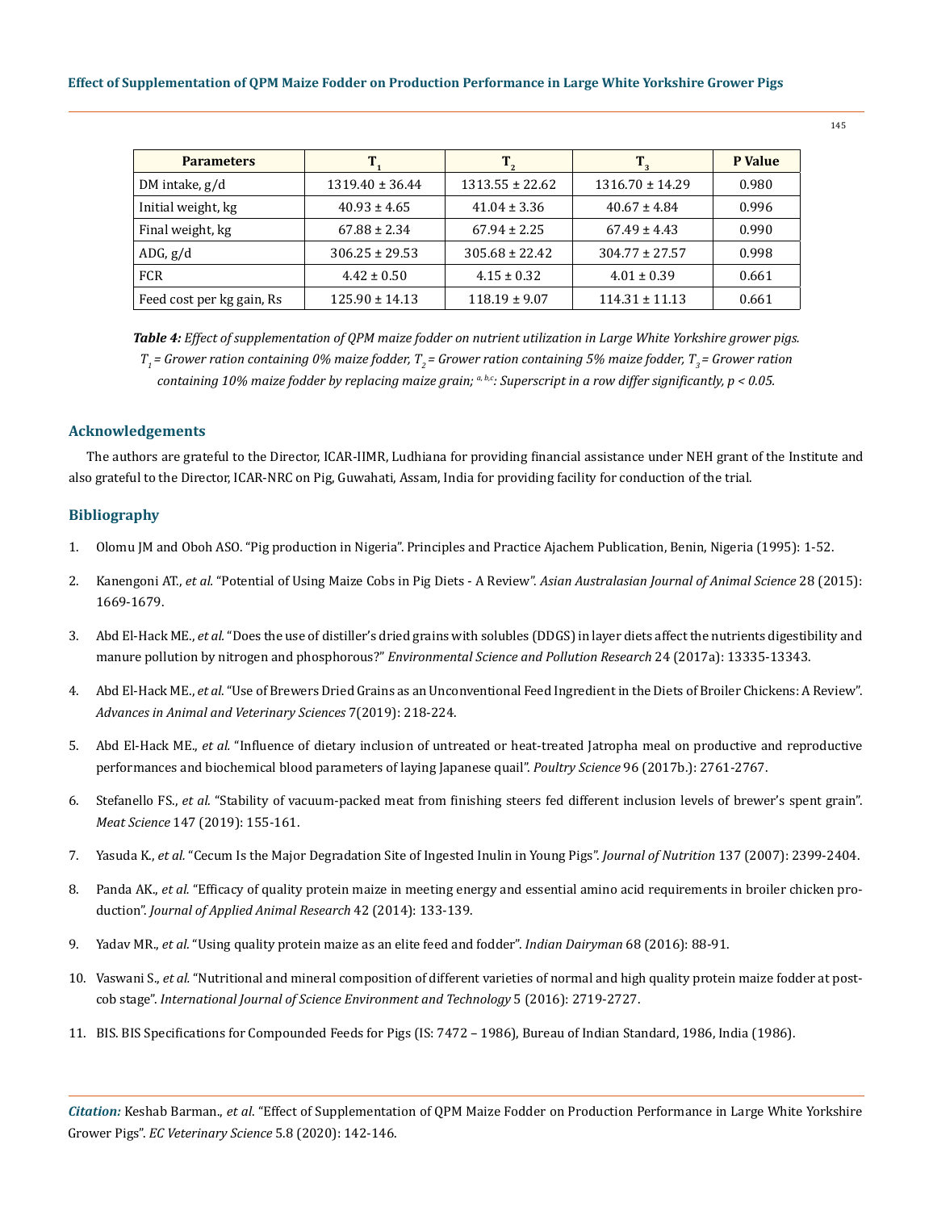| Parameters | $T_1$ | $T_2$ | $T_3$ | P Value |
|---|---|---|---|---|
| DM intake, g/d | 1319.40 ± 36.44 | 1313.55 ± 22.62 | 1316.70 ± 14.29 | 0.980 |
| Initial weight, kg | 40.93 ± 4.65 | 41.04 ± 3.36 | 40.67 ± 4.84 | 0.996 |
| Final weight, kg | 67.88 ± 2.34 | 67.94 ± 2.25 | 67.49 ± 4.43 | 0.990 |
| ADG, g/d | 306.25 ± 29.53 | 305.68 ± 22.42 | 304.77 ± 27.57 | 0.998 |
| FCR | 4.42 ± 0.50 | 4.15 ± 0.32 | 4.01 ± 0.39 | 0.661 |
| Feed cost per kg gain, Rs | 125.90 ± 14.13 | 118.19 ± 9.07 | 114.31 ± 11.13 | 0.661 |

***Table 4:*** *Effect of supplementation of QPM maize fodder on nutrient utilization in Large White Yorkshire grower pigs. $T_1$ = Grower ration containing 0% maize fodder, $T_2$ = Grower ration containing 5% maize fodder, $T_3$ = Grower ration containing 10% maize fodder by replacing maize grain; $^{a,b,c}$: Superscript in a row differ significantly, $p < 0.05$.*

## Acknowledgements

The authors are grateful to the Director, ICAR-IIMR, Ludhiana for providing financial assistance under NEH grant of the Institute and also grateful to the Director, ICAR-NRC on Pig, Guwahati, Assam, India for providing facility for conduction of the trial.

## Bibliography

1. Olomu JM and Oboh ASO. "Pig production in Nigeria". Principles and Practice Ajachem Publication, Benin, Nigeria (1995): 1-52.
2. Kanengoni AT., *et al.* "Potential of Using Maize Cobs in Pig Diets - A Review". *Asian Australasian Journal of Animal Science* 28 (2015): 1669-1679.
3. Abd El-Hack ME., *et al.* "Does the use of distiller's dried grains with solubles (DDGS) in layer diets affect the nutrients digestibility and manure pollution by nitrogen and phosphorous?" *Environmental Science and Pollution Research* 24 (2017a): 13335-13343.
4. Abd El-Hack ME., *et al*. "Use of Brewers Dried Grains as an Unconventional Feed Ingredient in the Diets of Broiler Chickens: A Review". *Advances in Animal and Veterinary Sciences* 7(2019): 218-224.
5. Abd El-Hack ME., *et al.* "Influence of dietary inclusion of untreated or heat-treated Jatropha meal on productive and reproductive performances and biochemical blood parameters of laying Japanese quail". *Poultry Science* 96 (2017b.): 2761-2767.
6. Stefanello FS., *et al.* "Stability of vacuum-packed meat from finishing steers fed different inclusion levels of brewer's spent grain". *Meat Science* 147 (2019): 155-161.
7. Yasuda K., *et al.* "Cecum Is the Major Degradation Site of Ingested Inulin in Young Pigs". *Journal of Nutrition* 137 (2007): 2399-2404.
8. Panda AK., *et al.* "Efficacy of quality protein maize in meeting energy and essential amino acid requirements in broiler chicken production". *Journal of Applied Animal Research* 42 (2014): 133-139.
9. Yadav MR., *et al.* "Using quality protein maize as an elite feed and fodder". *Indian Dairyman* 68 (2016): 88-91.
10. Vaswani S., *et al.* "Nutritional and mineral composition of different varieties of normal and high quality protein maize fodder at post-cob stage". *International Journal of Science Environment and Technology* 5 (2016): 2719-2727.
11. BIS. BIS Specifications for Compounded Feeds for Pigs (IS: 7472 – 1986), Bureau of Indian Standard, 1986, India (1986).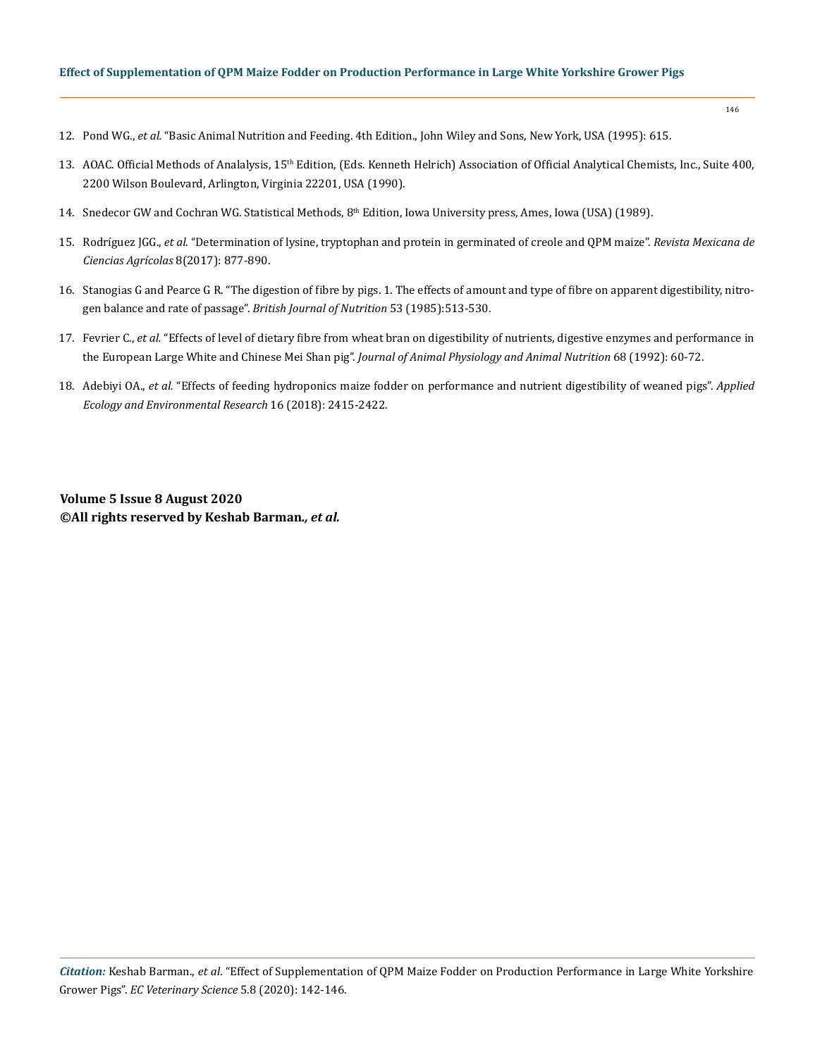12. Pond WG., *et al.* "Basic Animal Nutrition and Feeding. 4th Edition., John Wiley and Sons, New York, USA (1995): 615.

13. AOAC. Official Methods of Analalysis, 15th Edition, (Eds. Kenneth Helrich) Association of Official Analytical Chemists, Inc., Suite 400, 2200 Wilson Boulevard, Arlington, Virginia 22201, USA (1990).

14. Snedecor GW and Cochran WG. Statistical Methods, 8th Edition, Iowa University press, Ames, Iowa (USA) (1989).

15. Rodríguez JGG., *et al.* "Determination of lysine, tryptophan and protein in germinated of creole and QPM maize". *Revista Mexicana de Ciencias Agrícolas* 8(2017): 877-890.

16. Stanogias G and Pearce G R. "The digestion of fibre by pigs. 1. The effects of amount and type of fibre on apparent digestibility, nitrogen balance and rate of passage". *British Journal of Nutrition* 53 (1985):513-530.

17. Fevrier C., *et al.* "Effects of level of dietary fibre from wheat bran on digestibility of nutrients, digestive enzymes and performance in the European Large White and Chinese Mei Shan pig". *Journal of Animal Physiology and Animal Nutrition* 68 (1992): 60-72.

18. Adebiyi OA., *et al.* "Effects of feeding hydroponics maize fodder on performance and nutrient digestibility of weaned pigs". *Applied Ecology and Environmental Research* 16 (2018): 2415-2422.

**Volume 5 Issue 8 August 2020**
**©All rights reserved by Keshab Barman*., et al.***